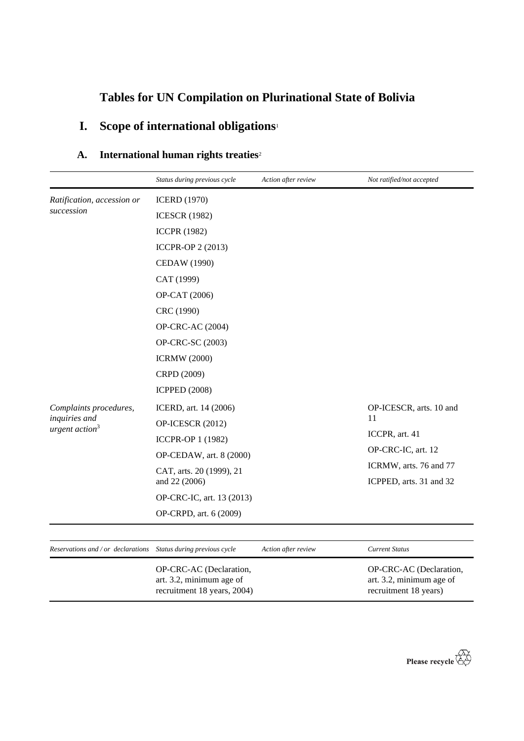# Tables for UN Compilation on Plurinational State of Bolivia

## I. Scope of international obligations[1]

### A. International human rights treaties[2]

| | *Status during previous cycle* | *Action after review* | *Not ratified/not accepted* |
|---|---|---|---|
| *Ratification, accession or succession* | ICERD (1970) | | |
| | ICESCR (1982) | | |
| | ICCPR (1982) | | |
| | ICCPR-OP 2 (2013) | | |
| | CEDAW (1990) | | |
| | CAT (1999) | | |
| | OP-CAT (2006) | | |
| | CRC (1990) | | |
| | OP-CRC-AC (2004) | | |
| | OP-CRC-SC (2003) | | |
| | ICRMW (2000) | | |
| | CRPD (2009) | | |
| | ICPPED (2008) | | |
| *Complaints procedures, inquiries and urgent action*[3] | ICERD, art. 14 (2006) | | OP-ICESCR, arts. 10 and 11 |
| | OP-ICESCR (2012) | | ICCPR, art. 41 |
| | ICCPR-OP 1 (1982) | | OP-CRC-IC, art. 12 |
| | OP-CEDAW, art. 8 (2000) | | ICRMW, arts. 76 and 77 |
| | CAT, arts. 20 (1999), 21 and 22 (2006) | | ICPPED, arts. 31 and 32 |
| | OP-CRC-IC, art. 13 (2013) | | |
| | OP-CRPD, art. 6 (2009) | | |

| *Reservations and / or declarations* | *Status during previous cycle* | *Action after review* | *Current Status* |
|---|---|---|---|
| | OP-CRC-AC (Declaration, art. 3.2, minimum age of recruitment 18 years, 2004) | | OP-CRC-AC (Declaration, art. 3.2, minimum age of recruitment 18 years) |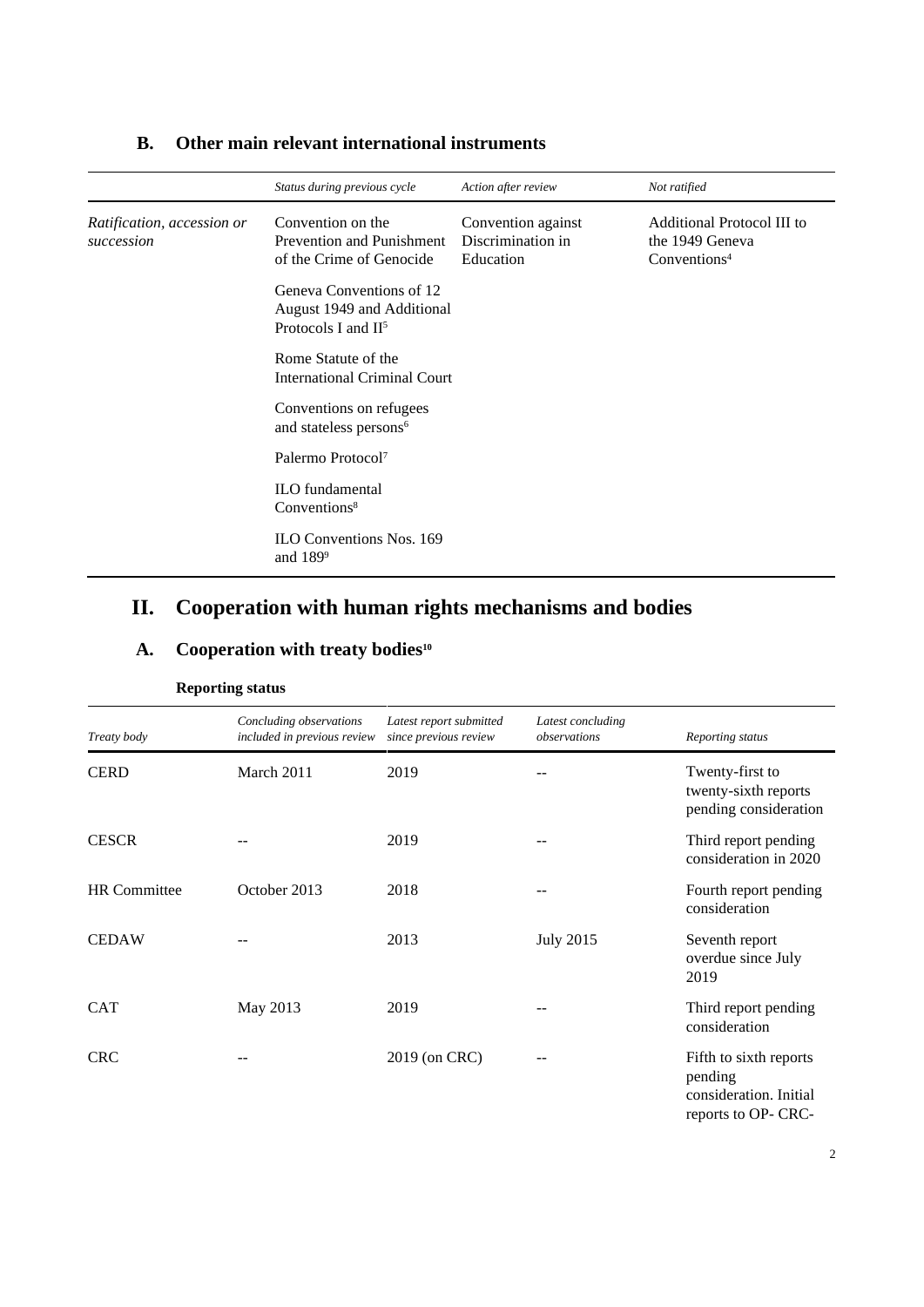## B. Other main relevant international instruments

| | *Status during previous cycle* | *Action after review* | *Not ratified* |
|---|---|---|---|
| *Ratification, accession or succession* | Convention on the Prevention and Punishment of the Crime of Genocide | Convention against Discrimination in Education | Additional Protocol III to the 1949 Geneva Conventions[4] |
| | Geneva Conventions of 12 August 1949 and Additional Protocols I and II[5] | | |
| | Rome Statute of the International Criminal Court | | |
| | Conventions on refugees and stateless persons[6] | | |
| | Palermo Protocol[7] | | |
| | ILO fundamental Conventions[8] | | |
| | ILO Conventions Nos. 169 and 189[9] | | |

# II. Cooperation with human rights mechanisms and bodies

## A. Cooperation with treaty bodies[10]

**Reporting status**

| *Treaty body* | *Concluding observations included in previous review* | *Latest report submitted since previous review* | *Latest concluding observations* | *Reporting status* |
|---|---|---|---|---|
| CERD | March 2011 | 2019 | -- | Twenty-first to twenty-sixth reports pending consideration |
| CESCR | -- | 2019 | -- | Third report pending consideration in 2020 |
| HR Committee | October 2013 | 2018 | -- | Fourth report pending consideration |
| CEDAW | -- | 2013 | July 2015 | Seventh report overdue since July 2019 |
| CAT | May 2013 | 2019 | -- | Third report pending consideration |
| CRC | -- | 2019 (on CRC) | -- | Fifth to sixth reports pending consideration. Initial reports to OP- CRC- |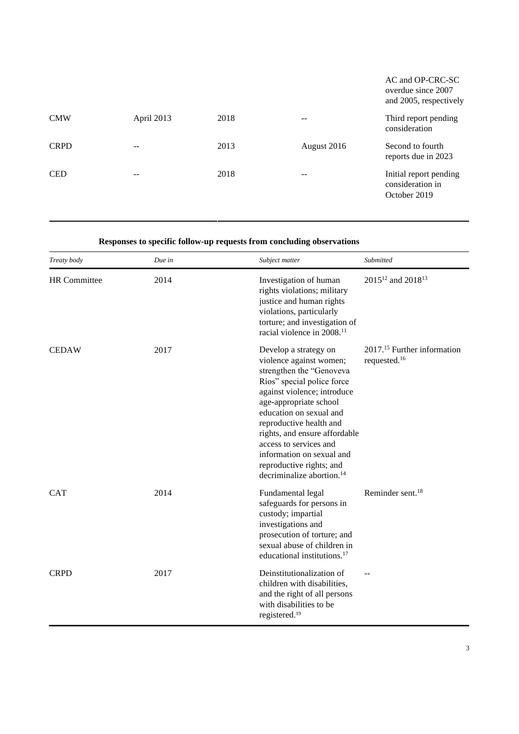| | | | | AC and OP-CRC-SC overdue since 2007 and 2005, respectively |
|---|---|---|---|---|
| CMW | April 2013 | 2018 | -- | Third report pending consideration |
| CRPD | -- | 2013 | August 2016 | Second to fourth reports due in 2023 |
| CED | -- | 2018 | -- | Initial report pending consideration in October 2019 |

**Responses to specific follow-up requests from concluding observations**

| *Treaty body* | *Due in* | *Subject matter* | *Submitted* |
|---|---|---|---|
| HR Committee | 2014 | Investigation of human rights violations; military justice and human rights violations, particularly torture; and investigation of racial violence in 2008.[11] | 2015[12] and 2018[13] |
| CEDAW | 2017 | Develop a strategy on violence against women; strengthen the "Genoveva Ríos" special police force against violence; introduce age-appropriate school education on sexual and reproductive health and rights, and ensure affordable access to services and information on sexual and reproductive rights; and decriminalize abortion.[14] | 2017.[15] Further information requested.[16] |
| CAT | 2014 | Fundamental legal safeguards for persons in custody; impartial investigations and prosecution of torture; and sexual abuse of children in educational institutions.[17] | Reminder sent.[18] |
| CRPD | 2017 | Deinstitutionalization of children with disabilities, and the right of all persons with disabilities to be registered.[19] | -- |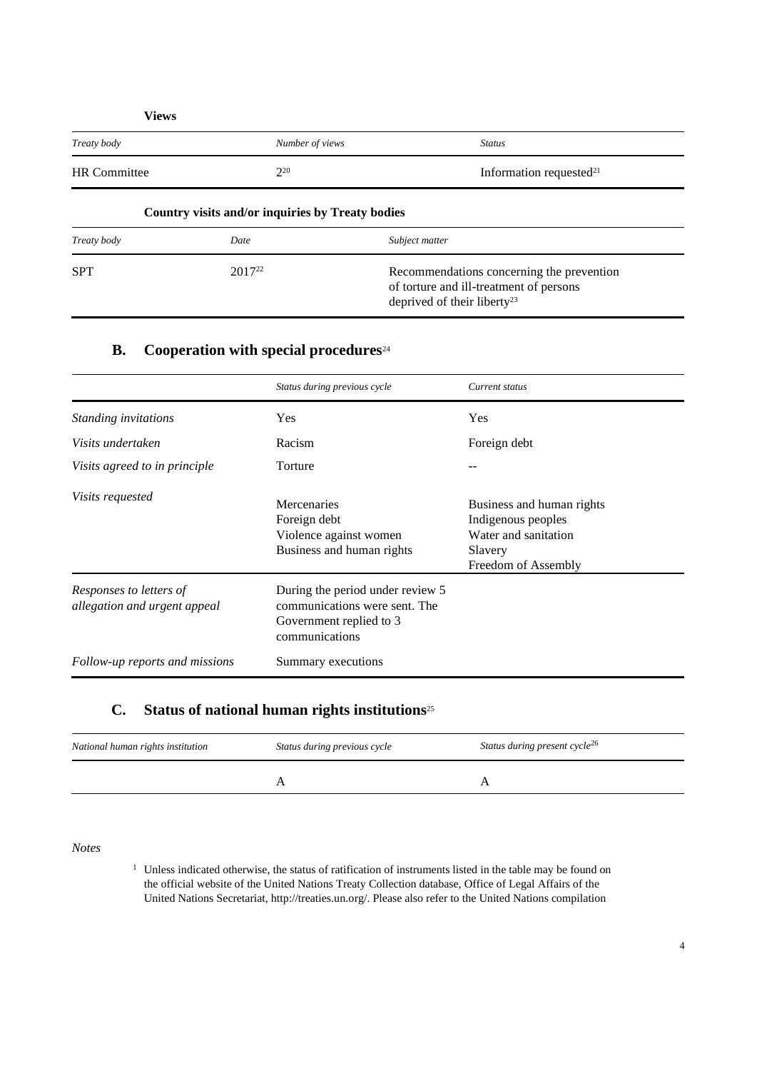**Views**

| *Treaty body* | *Number of views* | *Status* |
|---|---|---|
| HR Committee | 2[20] | Information requested[21] |

**Country visits and/or inquiries by Treaty bodies**

| *Treaty body* | *Date* | *Subject matter* |
|---|---|---|
| SPT | 2017[22] | Recommendations concerning the prevention of torture and ill-treatment of persons deprived of their liberty[23] |

## B. Cooperation with special procedures[24]

| | *Status during previous cycle* | *Current status* |
|---|---|---|
| *Standing invitations* | Yes | Yes |
| *Visits undertaken* | Racism | Foreign debt |
| *Visits agreed to in principle* | Torture | -- |
| *Visits requested* | Mercenaries<br>Foreign debt<br>Violence against women<br>Business and human rights | Business and human rights<br>Indigenous peoples<br>Water and sanitation<br>Slavery<br>Freedom of Assembly |
| *Responses to letters of allegation and urgent appeal* | During the period under review 5 communications were sent. The Government replied to 3 communications | |
| *Follow-up reports and missions* | Summary executions | |

## C. Status of national human rights institutions[25]

| *National human rights institution* | *Status during previous cycle* | *Status during present cycle*[26] |
|---|---|---|
| | A | A |

*Notes*

[1] Unless indicated otherwise, the status of ratification of instruments listed in the table may be found on the official website of the United Nations Treaty Collection database, Office of Legal Affairs of the United Nations Secretariat, http://treaties.un.org/. Please also refer to the United Nations compilation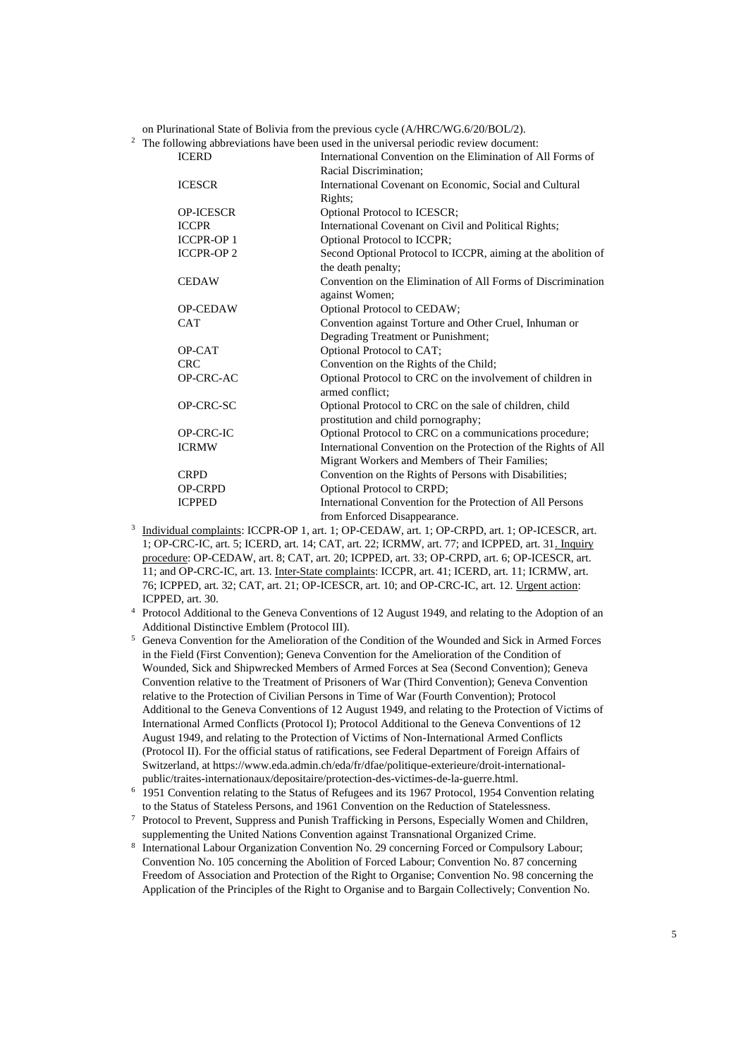on Plurinational State of Bolivia from the previous cycle (A/HRC/WG.6/20/BOL/2).

[2] The following abbreviations have been used in the universal periodic review document:

| | |
|---|---|
| ICERD | International Convention on the Elimination of All Forms of Racial Discrimination; |
| ICESCR | International Covenant on Economic, Social and Cultural Rights; |
| OP-ICESCR | Optional Protocol to ICESCR; |
| ICCPR | International Covenant on Civil and Political Rights; |
| ICCPR-OP 1 | Optional Protocol to ICCPR; |
| ICCPR-OP 2 | Second Optional Protocol to ICCPR, aiming at the abolition of the death penalty; |
| CEDAW | Convention on the Elimination of All Forms of Discrimination against Women; |
| OP-CEDAW | Optional Protocol to CEDAW; |
| CAT | Convention against Torture and Other Cruel, Inhuman or Degrading Treatment or Punishment; |
| OP-CAT | Optional Protocol to CAT; |
| CRC | Convention on the Rights of the Child; |
| OP-CRC-AC | Optional Protocol to CRC on the involvement of children in armed conflict; |
| OP-CRC-SC | Optional Protocol to CRC on the sale of children, child prostitution and child pornography; |
| OP-CRC-IC | Optional Protocol to CRC on a communications procedure; |
| ICRMW | International Convention on the Protection of the Rights of All Migrant Workers and Members of Their Families; |
| CRPD | Convention on the Rights of Persons with Disabilities; |
| OP-CRPD | Optional Protocol to CRPD; |
| ICPPED | International Convention for the Protection of All Persons from Enforced Disappearance. |

[3] Individual complaints: ICCPR-OP 1, art. 1; OP-CEDAW, art. 1; OP-CRPD, art. 1; OP-ICESCR, art. 1; OP-CRC-IC, art. 5; ICERD, art. 14; CAT, art. 22; ICRMW, art. 77; and ICPPED, art. 31. Inquiry procedure: OP-CEDAW, art. 8; CAT, art. 20; ICPPED, art. 33; OP-CRPD, art. 6; OP-ICESCR, art. 11; and OP-CRC-IC, art. 13. Inter-State complaints: ICCPR, art. 41; ICERD, art. 11; ICRMW, art. 76; ICPPED, art. 32; CAT, art. 21; OP-ICESCR, art. 10; and OP-CRC-IC, art. 12. Urgent action: ICPPED, art. 30.

[4] Protocol Additional to the Geneva Conventions of 12 August 1949, and relating to the Adoption of an Additional Distinctive Emblem (Protocol III).

[5] Geneva Convention for the Amelioration of the Condition of the Wounded and Sick in Armed Forces in the Field (First Convention); Geneva Convention for the Amelioration of the Condition of Wounded, Sick and Shipwrecked Members of Armed Forces at Sea (Second Convention); Geneva Convention relative to the Treatment of Prisoners of War (Third Convention); Geneva Convention relative to the Protection of Civilian Persons in Time of War (Fourth Convention); Protocol Additional to the Geneva Conventions of 12 August 1949, and relating to the Protection of Victims of International Armed Conflicts (Protocol I); Protocol Additional to the Geneva Conventions of 12 August 1949, and relating to the Protection of Victims of Non-International Armed Conflicts (Protocol II). For the official status of ratifications, see Federal Department of Foreign Affairs of Switzerland, at https://www.eda.admin.ch/eda/fr/dfae/politique-exterieure/droit-international-public/traites-internationaux/depositaire/protection-des-victimes-de-la-guerre.html.

[6] 1951 Convention relating to the Status of Refugees and its 1967 Protocol, 1954 Convention relating to the Status of Stateless Persons, and 1961 Convention on the Reduction of Statelessness.

[7] Protocol to Prevent, Suppress and Punish Trafficking in Persons, Especially Women and Children, supplementing the United Nations Convention against Transnational Organized Crime.

[8] International Labour Organization Convention No. 29 concerning Forced or Compulsory Labour; Convention No. 105 concerning the Abolition of Forced Labour; Convention No. 87 concerning Freedom of Association and Protection of the Right to Organise; Convention No. 98 concerning the Application of the Principles of the Right to Organise and to Bargain Collectively; Convention No.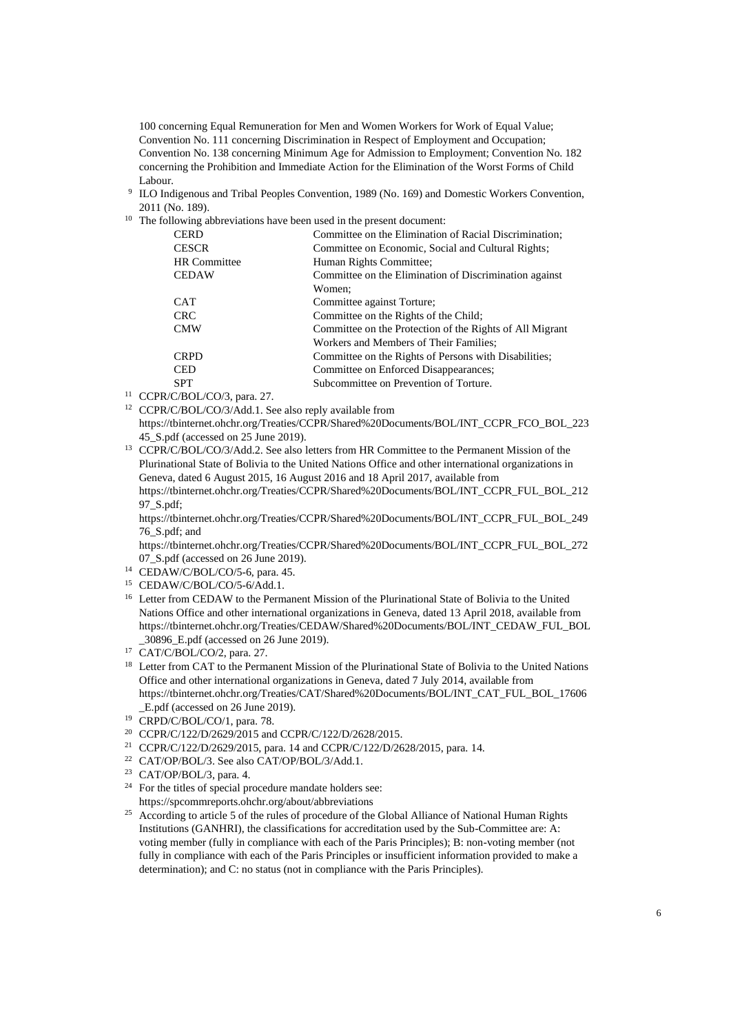100 concerning Equal Remuneration for Men and Women Workers for Work of Equal Value; Convention No. 111 concerning Discrimination in Respect of Employment and Occupation; Convention No. 138 concerning Minimum Age for Admission to Employment; Convention No. 182 concerning the Prohibition and Immediate Action for the Elimination of the Worst Forms of Child Labour.

[9] ILO Indigenous and Tribal Peoples Convention, 1989 (No. 169) and Domestic Workers Convention, 2011 (No. 189).

[10] The following abbreviations have been used in the present document:

| | |
|---|---|
| CERD | Committee on the Elimination of Racial Discrimination; |
| CESCR | Committee on Economic, Social and Cultural Rights; |
| HR Committee | Human Rights Committee; |
| CEDAW | Committee on the Elimination of Discrimination against Women; |
| CAT | Committee against Torture; |
| CRC | Committee on the Rights of the Child; |
| CMW | Committee on the Protection of the Rights of All Migrant Workers and Members of Their Families; |
| CRPD | Committee on the Rights of Persons with Disabilities; |
| CED | Committee on Enforced Disappearances; |
| SPT | Subcommittee on Prevention of Torture. |

[11] CCPR/C/BOL/CO/3, para. 27.

[12] CCPR/C/BOL/CO/3/Add.1. See also reply available from https://tbinternet.ohchr.org/Treaties/CCPR/Shared%20Documents/BOL/INT_CCPR_FCO_BOL_22345_S.pdf (accessed on 25 June 2019).

[13] CCPR/C/BOL/CO/3/Add.2. See also letters from HR Committee to the Permanent Mission of the Plurinational State of Bolivia to the United Nations Office and other international organizations in Geneva, dated 6 August 2015, 16 August 2016 and 18 April 2017, available from https://tbinternet.ohchr.org/Treaties/CCPR/Shared%20Documents/BOL/INT_CCPR_FUL_BOL_21297_S.pdf; https://tbinternet.ohchr.org/Treaties/CCPR/Shared%20Documents/BOL/INT_CCPR_FUL_BOL_24976_S.pdf; and https://tbinternet.ohchr.org/Treaties/CCPR/Shared%20Documents/BOL/INT_CCPR_FUL_BOL_27207_S.pdf (accessed on 26 June 2019).

[14] CEDAW/C/BOL/CO/5-6, para. 45.

[15] CEDAW/C/BOL/CO/5-6/Add.1.

[16] Letter from CEDAW to the Permanent Mission of the Plurinational State of Bolivia to the United Nations Office and other international organizations in Geneva, dated 13 April 2018, available from https://tbinternet.ohchr.org/Treaties/CEDAW/Shared%20Documents/BOL/INT_CEDAW_FUL_BOL_30896_E.pdf (accessed on 26 June 2019).

[17] CAT/C/BOL/CO/2, para. 27.

[18] Letter from CAT to the Permanent Mission of the Plurinational State of Bolivia to the United Nations Office and other international organizations in Geneva, dated 7 July 2014, available from https://tbinternet.ohchr.org/Treaties/CAT/Shared%20Documents/BOL/INT_CAT_FUL_BOL_17606_E.pdf (accessed on 26 June 2019).

[19] CRPD/C/BOL/CO/1, para. 78.

[20] CCPR/C/122/D/2629/2015 and CCPR/C/122/D/2628/2015.

[21] CCPR/C/122/D/2629/2015, para. 14 and CCPR/C/122/D/2628/2015, para. 14.

[22] CAT/OP/BOL/3. See also CAT/OP/BOL/3/Add.1.

[23] CAT/OP/BOL/3, para. 4.

[24] For the titles of special procedure mandate holders see: https://spcommreports.ohchr.org/about/abbreviations

[25] According to article 5 of the rules of procedure of the Global Alliance of National Human Rights Institutions (GANHRI), the classifications for accreditation used by the Sub-Committee are: A: voting member (fully in compliance with each of the Paris Principles); B: non-voting member (not fully in compliance with each of the Paris Principles or insufficient information provided to make a determination); and C: no status (not in compliance with the Paris Principles).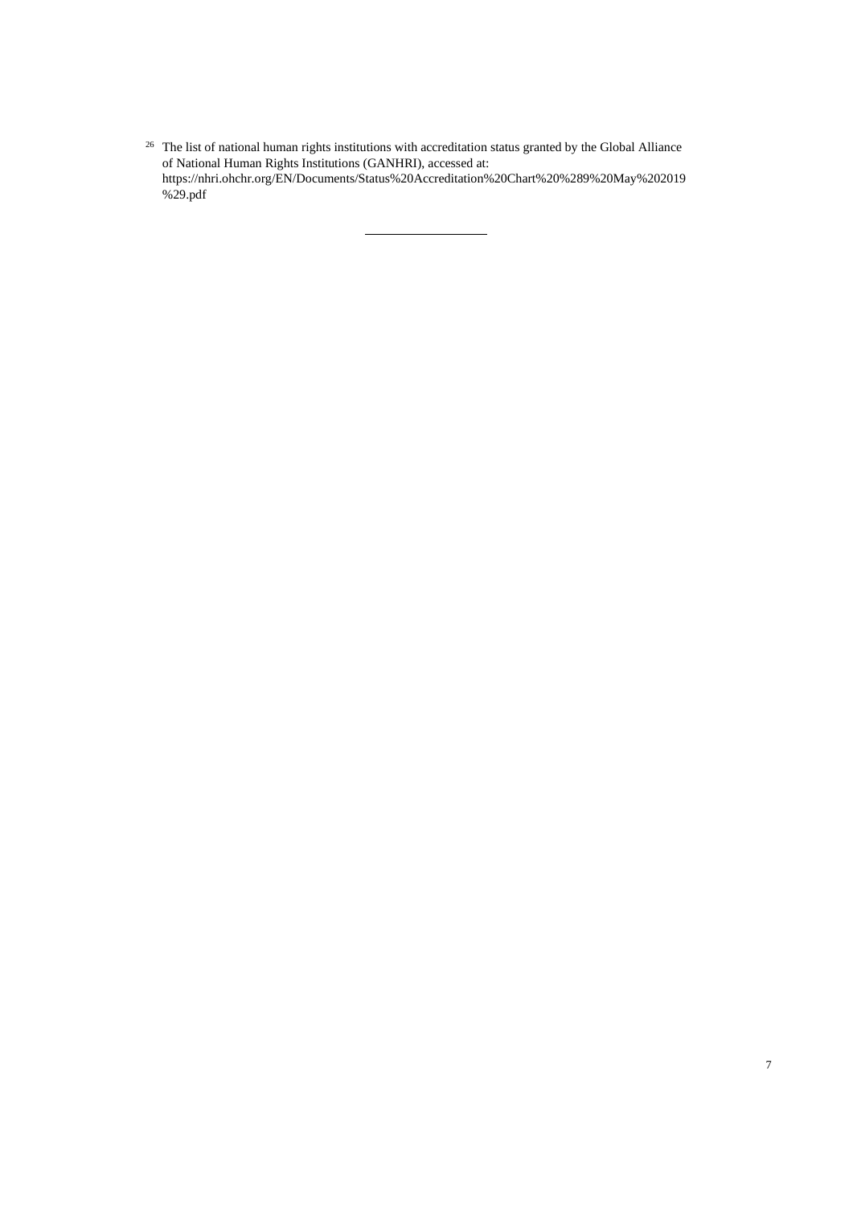[26] The list of national human rights institutions with accreditation status granted by the Global Alliance of National Human Rights Institutions (GANHRI), accessed at: https://nhri.ohchr.org/EN/Documents/Status%20Accreditation%20Chart%20%289%20May%202019%29.pdf